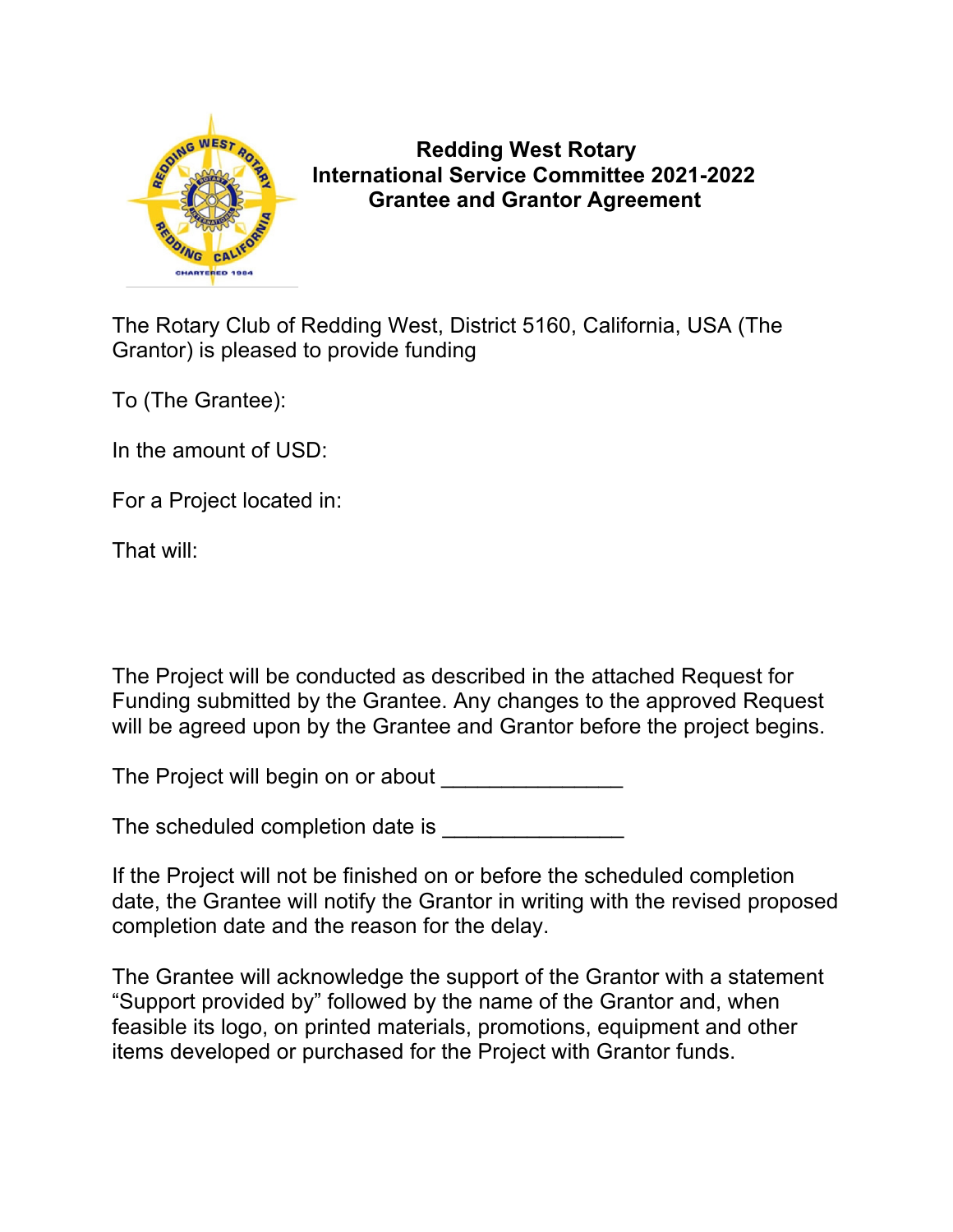# Redding West Rotary
## International Service Committee 2021-2022
## Grantee and Grantor Agreement

The Rotary Club of Redding West, District 5160, California, USA (The Grantor) is pleased to provide funding

To (The Grantee):

In the amount of USD:

For a Project located in:

That will:

The Project will be conducted as described in the attached Request for Funding submitted by the Grantee. Any changes to the approved Request will be agreed upon by the Grantee and Grantor before the project begins.

The Project will begin on or about _______________

The scheduled completion date is _______________

If the Project will not be finished on or before the scheduled completion date, the Grantee will notify the Grantor in writing with the revised proposed completion date and the reason for the delay.

The Grantee will acknowledge the support of the Grantor with a statement "Support provided by" followed by the name of the Grantor and, when feasible its logo, on printed materials, promotions, equipment and other items developed or purchased for the Project with Grantor funds.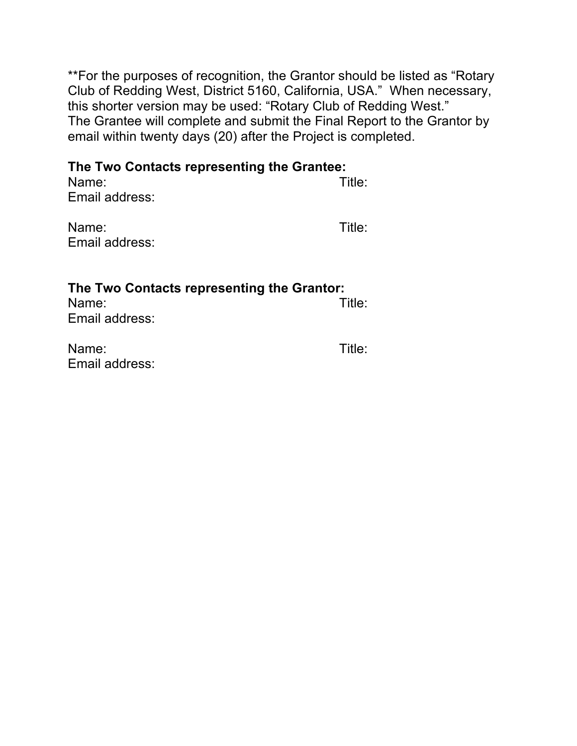**For the purposes of recognition, the Grantor should be listed as "Rotary Club of Redding West, District 5160, California, USA." When necessary, this shorter version may be used: "Rotary Club of Redding West."
The Grantee will complete and submit the Final Report to the Grantor by email within twenty days (20) after the Project is completed.

**The Two Contacts representing the Grantee:**

Name: Title:
Email address:

Name: Title:
Email address:

**The Two Contacts representing the Grantor:**

Name: Title:
Email address:

Name: Title:
Email address: